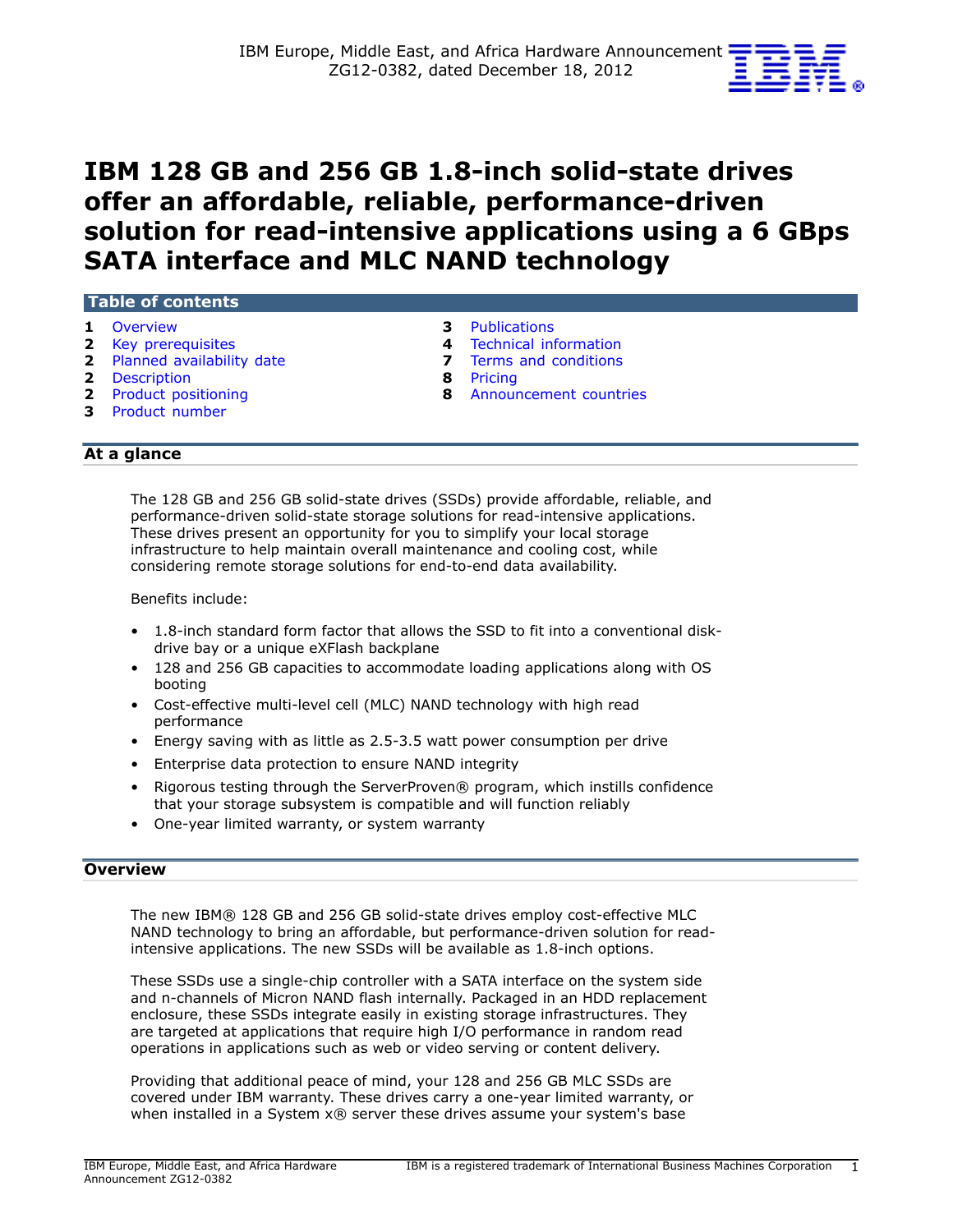IBM Europe, Middle East, and Africa Hardware Announcement ZG12-0382, dated December 18, 2012

# IBM 128 GB and 256 GB 1.8-inch solid-state drives offer an affordable, reliable, performance-driven solution for read-intensive applications using a 6 GBps SATA interface and MLC NAND technology

## Table of contents

| | | | |
|---|---|---|---|
| 1 | Overview | 3 | Publications |
| 2 | Key prerequisites | 4 | Technical information |
| 2 | Planned availability date | 7 | Terms and conditions |
| 2 | Description | 8 | Pricing |
| 2 | Product positioning | 8 | Announcement countries |
| 3 | Product number | | |

## At a glance

The 128 GB and 256 GB solid-state drives (SSDs) provide affordable, reliable, and performance-driven solid-state storage solutions for read-intensive applications. These drives present an opportunity for you to simplify your local storage infrastructure to help maintain overall maintenance and cooling cost, while considering remote storage solutions for end-to-end data availability.

Benefits include:

- 1.8-inch standard form factor that allows the SSD to fit into a conventional disk-drive bay or a unique eXFlash backplane
- 128 and 256 GB capacities to accommodate loading applications along with OS booting
- Cost-effective multi-level cell (MLC) NAND technology with high read performance
- Energy saving with as little as 2.5-3.5 watt power consumption per drive
- Enterprise data protection to ensure NAND integrity
- Rigorous testing through the ServerProven® program, which instills confidence that your storage subsystem is compatible and will function reliably
- One-year limited warranty, or system warranty

## Overview

The new IBM® 128 GB and 256 GB solid-state drives employ cost-effective MLC NAND technology to bring an affordable, but performance-driven solution for read-intensive applications. The new SSDs will be available as 1.8-inch options.

These SSDs use a single-chip controller with a SATA interface on the system side and n-channels of Micron NAND flash internally. Packaged in an HDD replacement enclosure, these SSDs integrate easily in existing storage infrastructures. They are targeted at applications that require high I/O performance in random read operations in applications such as web or video serving or content delivery.

Providing that additional peace of mind, your 128 and 256 GB MLC SSDs are covered under IBM warranty. These drives carry a one-year limited warranty, or when installed in a System x® server these drives assume your system's base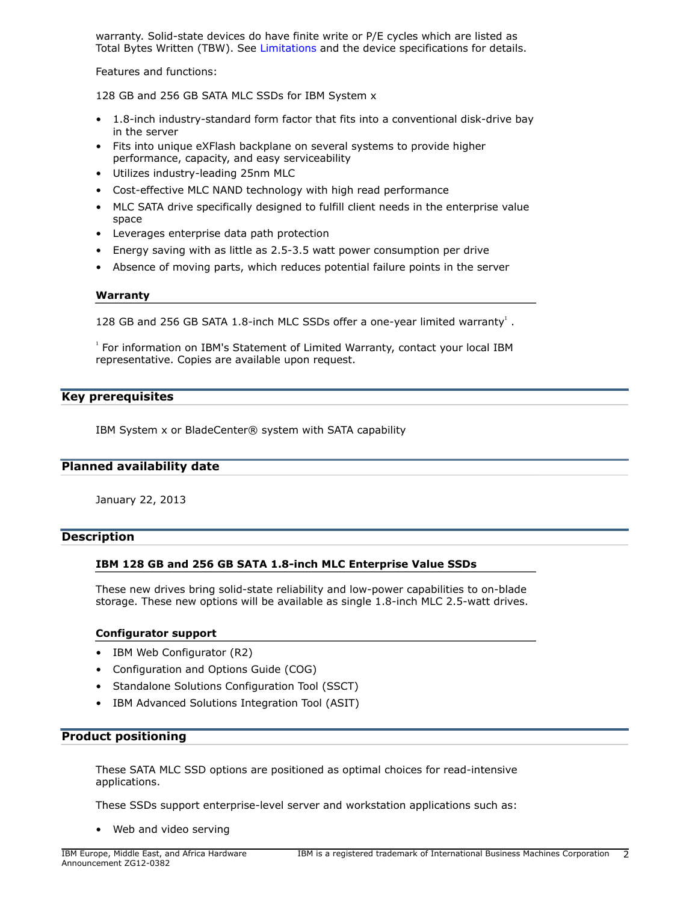warranty. Solid-state devices do have finite write or P/E cycles which are listed as Total Bytes Written (TBW). See Limitations and the device specifications for details.

Features and functions:

128 GB and 256 GB SATA MLC SSDs for IBM System x

- 1.8-inch industry-standard form factor that fits into a conventional disk-drive bay in the server
- Fits into unique eXFlash backplane on several systems to provide higher performance, capacity, and easy serviceability
- Utilizes industry-leading 25nm MLC
- Cost-effective MLC NAND technology with high read performance
- MLC SATA drive specifically designed to fulfill client needs in the enterprise value space
- Leverages enterprise data path protection
- Energy saving with as little as 2.5-3.5 watt power consumption per drive
- Absence of moving parts, which reduces potential failure points in the server

### Warranty

128 GB and 256 GB SATA 1.8-inch MLC SSDs offer a one-year limited warranty[1] .

[1] For information on IBM's Statement of Limited Warranty, contact your local IBM representative. Copies are available upon request.

## Key prerequisites

IBM System x or BladeCenter® system with SATA capability

## Planned availability date

January 22, 2013

## Description

### IBM 128 GB and 256 GB SATA 1.8-inch MLC Enterprise Value SSDs

These new drives bring solid-state reliability and low-power capabilities to on-blade storage. These new options will be available as single 1.8-inch MLC 2.5-watt drives.

### Configurator support

- IBM Web Configurator (R2)
- Configuration and Options Guide (COG)
- Standalone Solutions Configuration Tool (SSCT)
- IBM Advanced Solutions Integration Tool (ASIT)

## Product positioning

These SATA MLC SSD options are positioned as optimal choices for read-intensive applications.

These SSDs support enterprise-level server and workstation applications such as:

- Web and video serving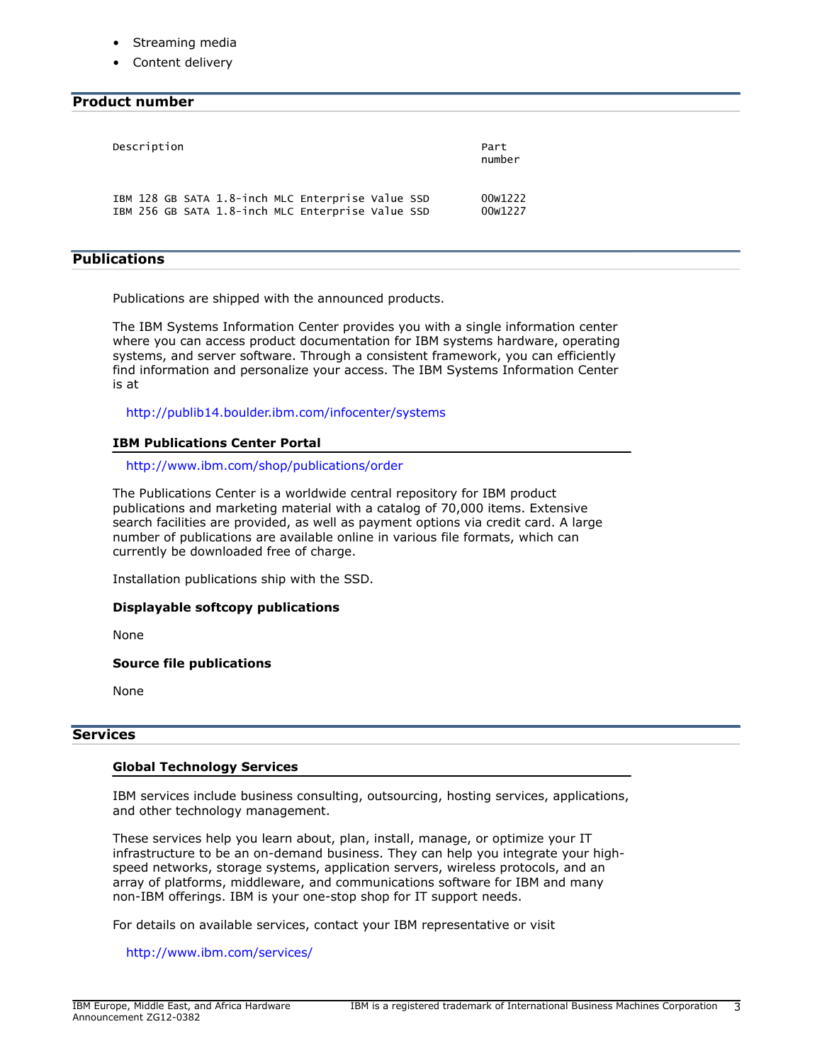- Streaming media
- Content delivery

## Product number

| Description | Part number |
|---|---|
| IBM 128 GB SATA 1.8-inch MLC Enterprise Value SSD | 00W1222 |
| IBM 256 GB SATA 1.8-inch MLC Enterprise Value SSD | 00W1227 |

## Publications

Publications are shipped with the announced products.

The IBM Systems Information Center provides you with a single information center where you can access product documentation for IBM systems hardware, operating systems, and server software. Through a consistent framework, you can efficiently find information and personalize your access. The IBM Systems Information Center is at

http://publib14.boulder.ibm.com/infocenter/systems

### IBM Publications Center Portal

http://www.ibm.com/shop/publications/order

The Publications Center is a worldwide central repository for IBM product publications and marketing material with a catalog of 70,000 items. Extensive search facilities are provided, as well as payment options via credit card. A large number of publications are available online in various file formats, which can currently be downloaded free of charge.

Installation publications ship with the SSD.

**Displayable softcopy publications**

None

**Source file publications**

None

## Services

### Global Technology Services

IBM services include business consulting, outsourcing, hosting services, applications, and other technology management.

These services help you learn about, plan, install, manage, or optimize your IT infrastructure to be an on-demand business. They can help you integrate your high-speed networks, storage systems, application servers, wireless protocols, and an array of platforms, middleware, and communications software for IBM and many non-IBM offerings. IBM is your one-stop shop for IT support needs.

For details on available services, contact your IBM representative or visit

http://www.ibm.com/services/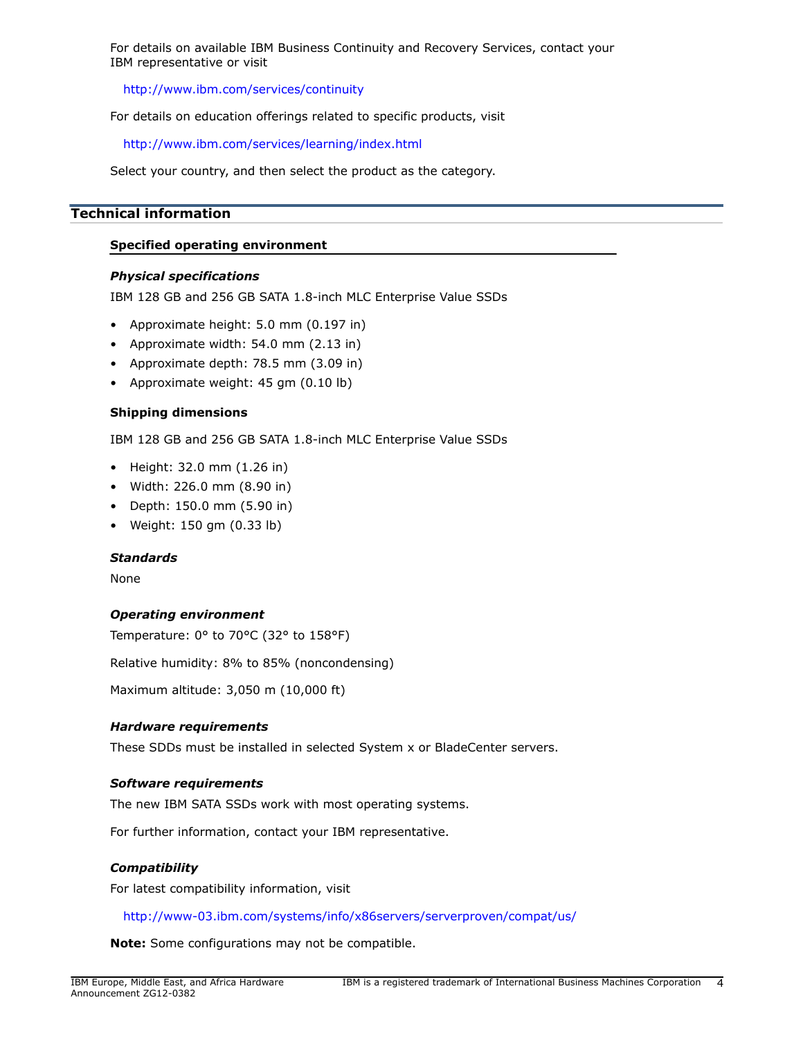For details on available IBM Business Continuity and Recovery Services, contact your IBM representative or visit

http://www.ibm.com/services/continuity

For details on education offerings related to specific products, visit

http://www.ibm.com/services/learning/index.html

Select your country, and then select the product as the category.

## Technical information

### Specified operating environment

#### *Physical specifications*

IBM 128 GB and 256 GB SATA 1.8-inch MLC Enterprise Value SSDs

- Approximate height: 5.0 mm (0.197 in)
- Approximate width: 54.0 mm (2.13 in)
- Approximate depth: 78.5 mm (3.09 in)
- Approximate weight: 45 gm (0.10 lb)

#### Shipping dimensions

IBM 128 GB and 256 GB SATA 1.8-inch MLC Enterprise Value SSDs

- Height: 32.0 mm (1.26 in)
- Width: 226.0 mm (8.90 in)
- Depth: 150.0 mm (5.90 in)
- Weight: 150 gm (0.33 lb)

#### *Standards*

None

#### *Operating environment*

Temperature: 0° to 70°C (32° to 158°F)

Relative humidity: 8% to 85% (noncondensing)

Maximum altitude: 3,050 m (10,000 ft)

#### *Hardware requirements*

These SDDs must be installed in selected System x or BladeCenter servers.

#### *Software requirements*

The new IBM SATA SSDs work with most operating systems.

For further information, contact your IBM representative.

#### *Compatibility*

For latest compatibility information, visit

http://www-03.ibm.com/systems/info/x86servers/serverproven/compat/us/

**Note:** Some configurations may not be compatible.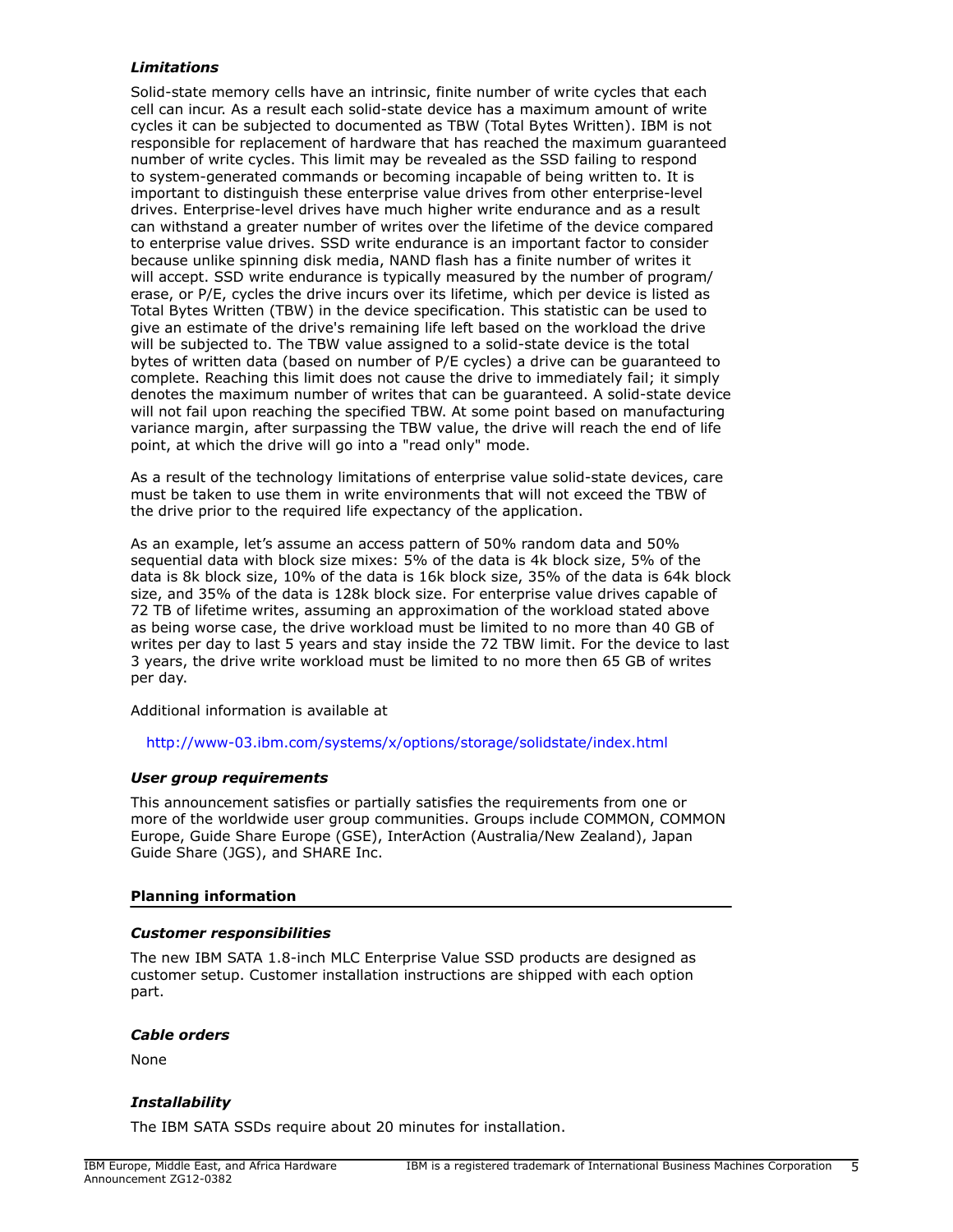### *Limitations*

Solid-state memory cells have an intrinsic, finite number of write cycles that each cell can incur. As a result each solid-state device has a maximum amount of write cycles it can be subjected to documented as TBW (Total Bytes Written). IBM is not responsible for replacement of hardware that has reached the maximum guaranteed number of write cycles. This limit may be revealed as the SSD failing to respond to system-generated commands or becoming incapable of being written to. It is important to distinguish these enterprise value drives from other enterprise-level drives. Enterprise-level drives have much higher write endurance and as a result can withstand a greater number of writes over the lifetime of the device compared to enterprise value drives. SSD write endurance is an important factor to consider because unlike spinning disk media, NAND flash has a finite number of writes it will accept. SSD write endurance is typically measured by the number of program/erase, or P/E, cycles the drive incurs over its lifetime, which per device is listed as Total Bytes Written (TBW) in the device specification. This statistic can be used to give an estimate of the drive's remaining life left based on the workload the drive will be subjected to. The TBW value assigned to a solid-state device is the total bytes of written data (based on number of P/E cycles) a drive can be guaranteed to complete. Reaching this limit does not cause the drive to immediately fail; it simply denotes the maximum number of writes that can be guaranteed. A solid-state device will not fail upon reaching the specified TBW. At some point based on manufacturing variance margin, after surpassing the TBW value, the drive will reach the end of life point, at which the drive will go into a "read only" mode.

As a result of the technology limitations of enterprise value solid-state devices, care must be taken to use them in write environments that will not exceed the TBW of the drive prior to the required life expectancy of the application.

As an example, let's assume an access pattern of 50% random data and 50% sequential data with block size mixes: 5% of the data is 4k block size, 5% of the data is 8k block size, 10% of the data is 16k block size, 35% of the data is 64k block size, and 35% of the data is 128k block size. For enterprise value drives capable of 72 TB of lifetime writes, assuming an approximation of the workload stated above as being worse case, the drive workload must be limited to no more than 40 GB of writes per day to last 5 years and stay inside the 72 TBW limit. For the device to last 3 years, the drive write workload must be limited to no more then 65 GB of writes per day.

Additional information is available at

http://www-03.ibm.com/systems/x/options/storage/solidstate/index.html

### *User group requirements*

This announcement satisfies or partially satisfies the requirements from one or more of the worldwide user group communities. Groups include COMMON, COMMON Europe, Guide Share Europe (GSE), InterAction (Australia/New Zealand), Japan Guide Share (JGS), and SHARE Inc.

## **Planning information**

### *Customer responsibilities*

The new IBM SATA 1.8-inch MLC Enterprise Value SSD products are designed as customer setup. Customer installation instructions are shipped with each option part.

### *Cable orders*

None

### *Installability*

The IBM SATA SSDs require about 20 minutes for installation.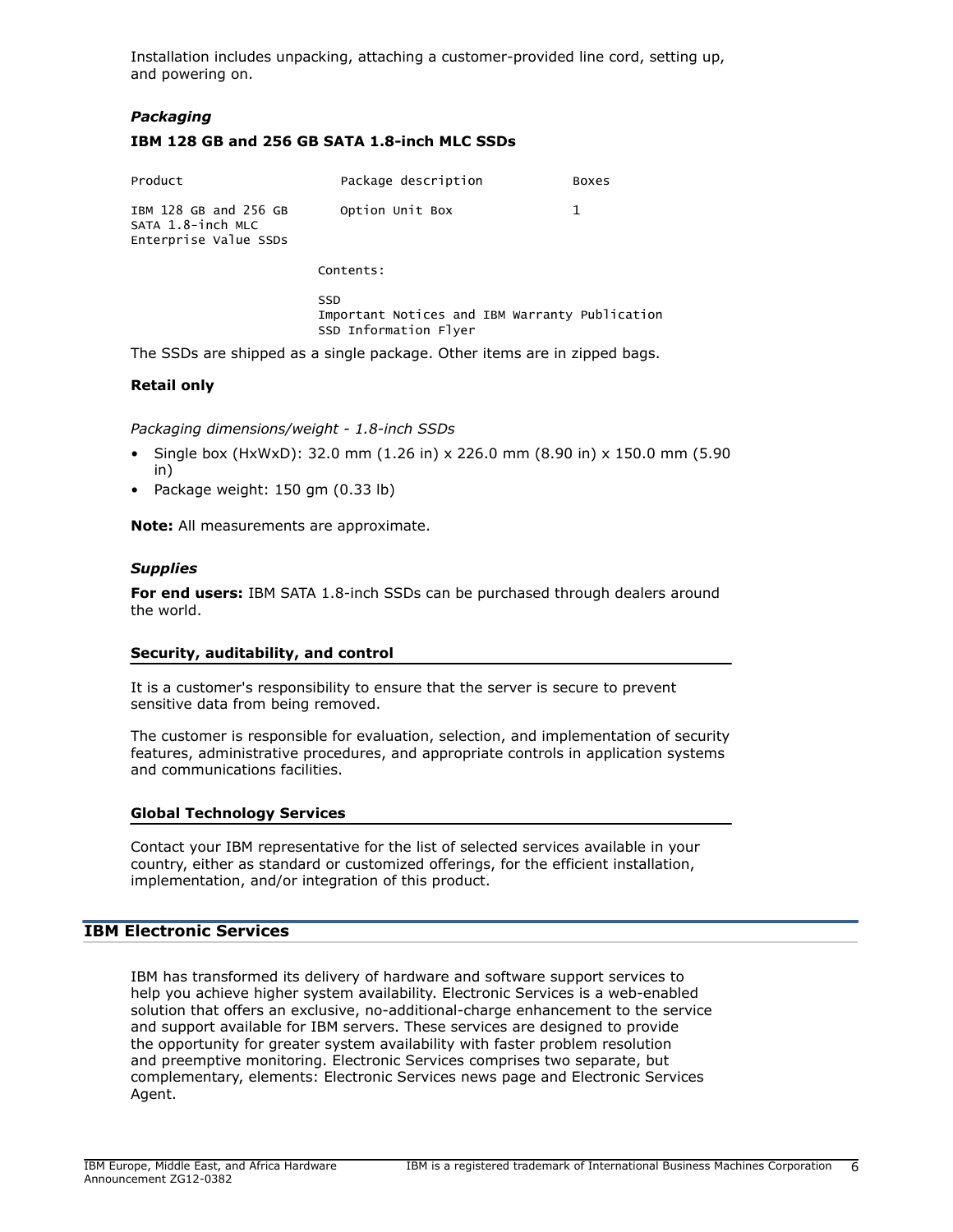Installation includes unpacking, attaching a customer-provided line cord, setting up, and powering on.

*Packaging*

**IBM 128 GB and 256 GB SATA 1.8-inch MLC SSDs**

| Product | Package description | Boxes |
|---|---|---|
| IBM 128 GB and 256 GB SATA 1.8-inch MLC Enterprise Value SSDs | Option Unit Box | 1 |

```
Contents:

SSD
Important Notices and IBM Warranty Publication
SSD Information Flyer
```

The SSDs are shipped as a single package. Other items are in zipped bags.

**Retail only**

*Packaging dimensions/weight - 1.8-inch SSDs*

- Single box (HxWxD): 32.0 mm (1.26 in) x 226.0 mm (8.90 in) x 150.0 mm (5.90 in)
- Package weight: 150 gm (0.33 lb)

**Note:** All measurements are approximate.

*Supplies*

**For end users:** IBM SATA 1.8-inch SSDs can be purchased through dealers around the world.

### Security, auditability, and control

It is a customer's responsibility to ensure that the server is secure to prevent sensitive data from being removed.

The customer is responsible for evaluation, selection, and implementation of security features, administrative procedures, and appropriate controls in application systems and communications facilities.

### Global Technology Services

Contact your IBM representative for the list of selected services available in your country, either as standard or customized offerings, for the efficient installation, implementation, and/or integration of this product.

## IBM Electronic Services

IBM has transformed its delivery of hardware and software support services to help you achieve higher system availability. Electronic Services is a web-enabled solution that offers an exclusive, no-additional-charge enhancement to the service and support available for IBM servers. These services are designed to provide the opportunity for greater system availability with faster problem resolution and preemptive monitoring. Electronic Services comprises two separate, but complementary, elements: Electronic Services news page and Electronic Services Agent.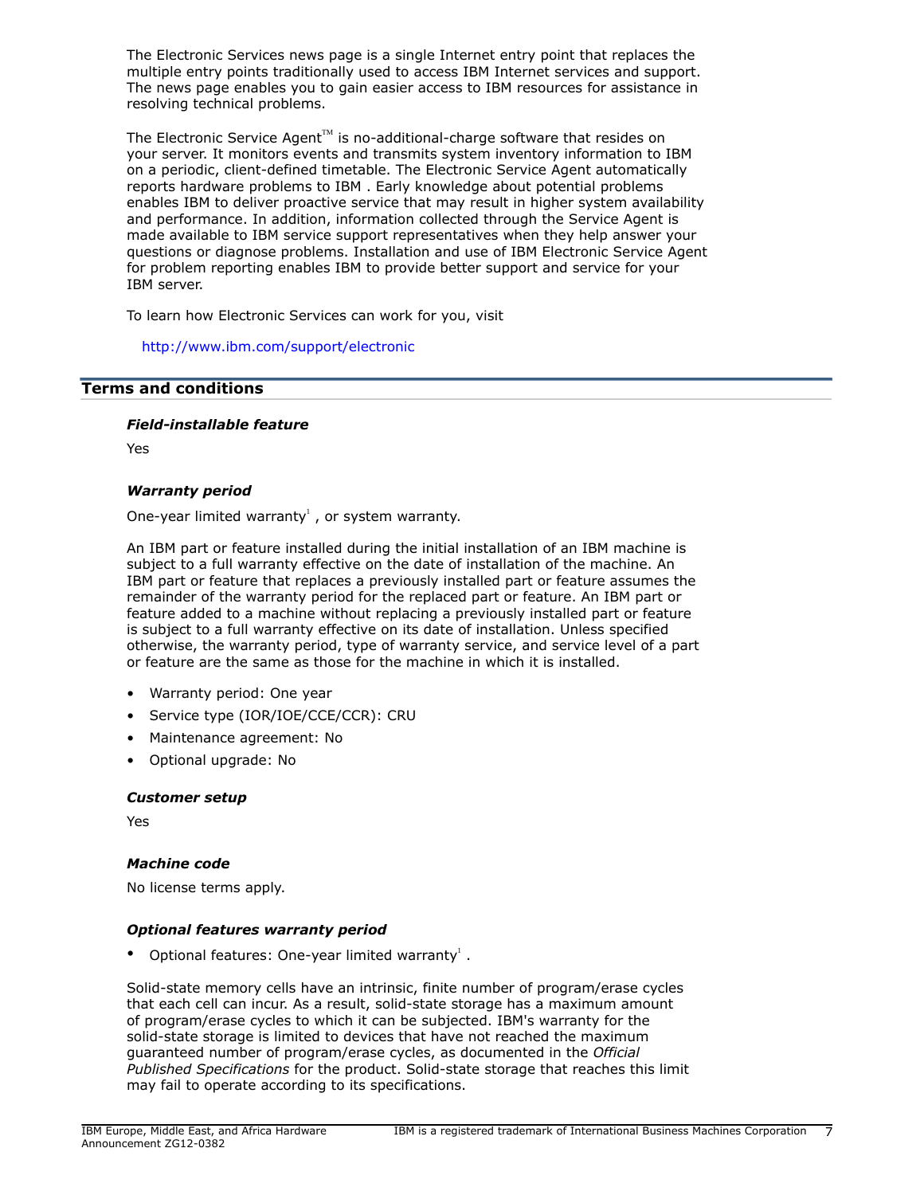The Electronic Services news page is a single Internet entry point that replaces the multiple entry points traditionally used to access IBM Internet services and support. The news page enables you to gain easier access to IBM resources for assistance in resolving technical problems.

The Electronic Service Agent™ is no-additional-charge software that resides on your server. It monitors events and transmits system inventory information to IBM on a periodic, client-defined timetable. The Electronic Service Agent automatically reports hardware problems to IBM . Early knowledge about potential problems enables IBM to deliver proactive service that may result in higher system availability and performance. In addition, information collected through the Service Agent is made available to IBM service support representatives when they help answer your questions or diagnose problems. Installation and use of IBM Electronic Service Agent for problem reporting enables IBM to provide better support and service for your IBM server.

To learn how Electronic Services can work for you, visit

http://www.ibm.com/support/electronic

## Terms and conditions

### *Field-installable feature*

Yes

### *Warranty period*

One-year limited warranty[1] , or system warranty.

An IBM part or feature installed during the initial installation of an IBM machine is subject to a full warranty effective on the date of installation of the machine. An IBM part or feature that replaces a previously installed part or feature assumes the remainder of the warranty period for the replaced part or feature. An IBM part or feature added to a machine without replacing a previously installed part or feature is subject to a full warranty effective on its date of installation. Unless specified otherwise, the warranty period, type of warranty service, and service level of a part or feature are the same as those for the machine in which it is installed.

- Warranty period: One year
- Service type (IOR/IOE/CCE/CCR): CRU
- Maintenance agreement: No
- Optional upgrade: No

### *Customer setup*

Yes

### *Machine code*

No license terms apply.

### *Optional features warranty period*

- Optional features: One-year limited warranty[1] .

Solid-state memory cells have an intrinsic, finite number of program/erase cycles that each cell can incur. As a result, solid-state storage has a maximum amount of program/erase cycles to which it can be subjected. IBM's warranty for the solid-state storage is limited to devices that have not reached the maximum guaranteed number of program/erase cycles, as documented in the *Official Published Specifications* for the product. Solid-state storage that reaches this limit may fail to operate according to its specifications.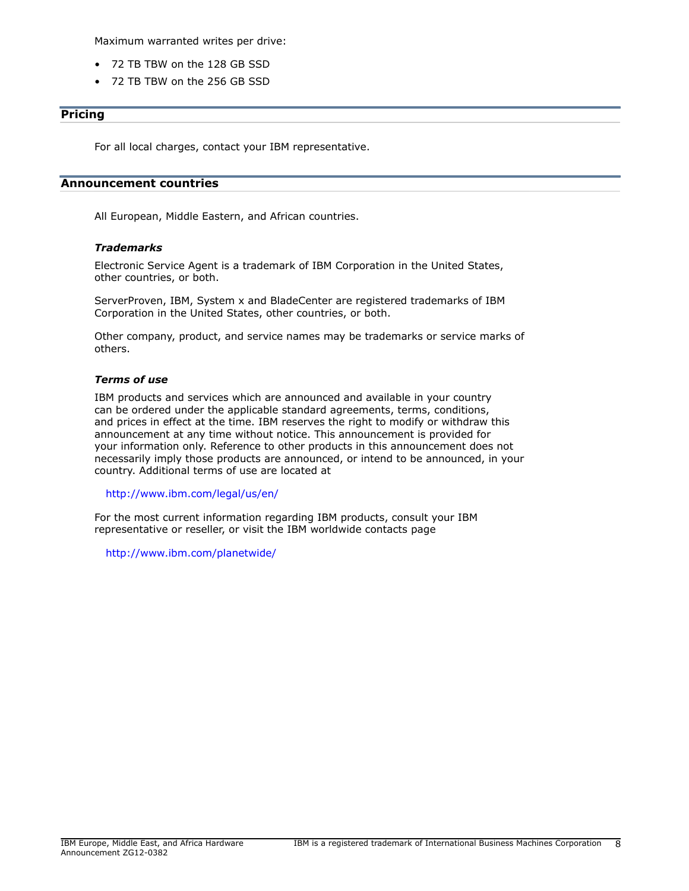Maximum warranted writes per drive:

- 72 TB TBW on the 128 GB SSD
- 72 TB TBW on the 256 GB SSD

## Pricing

For all local charges, contact your IBM representative.

## Announcement countries

All European, Middle Eastern, and African countries.

### *Trademarks*

Electronic Service Agent is a trademark of IBM Corporation in the United States, other countries, or both.

ServerProven, IBM, System x and BladeCenter are registered trademarks of IBM Corporation in the United States, other countries, or both.

Other company, product, and service names may be trademarks or service marks of others.

### *Terms of use*

IBM products and services which are announced and available in your country can be ordered under the applicable standard agreements, terms, conditions, and prices in effect at the time. IBM reserves the right to modify or withdraw this announcement at any time without notice. This announcement is provided for your information only. Reference to other products in this announcement does not necessarily imply those products are announced, or intend to be announced, in your country. Additional terms of use are located at

http://www.ibm.com/legal/us/en/

For the most current information regarding IBM products, consult your IBM representative or reseller, or visit the IBM worldwide contacts page

http://www.ibm.com/planetwide/